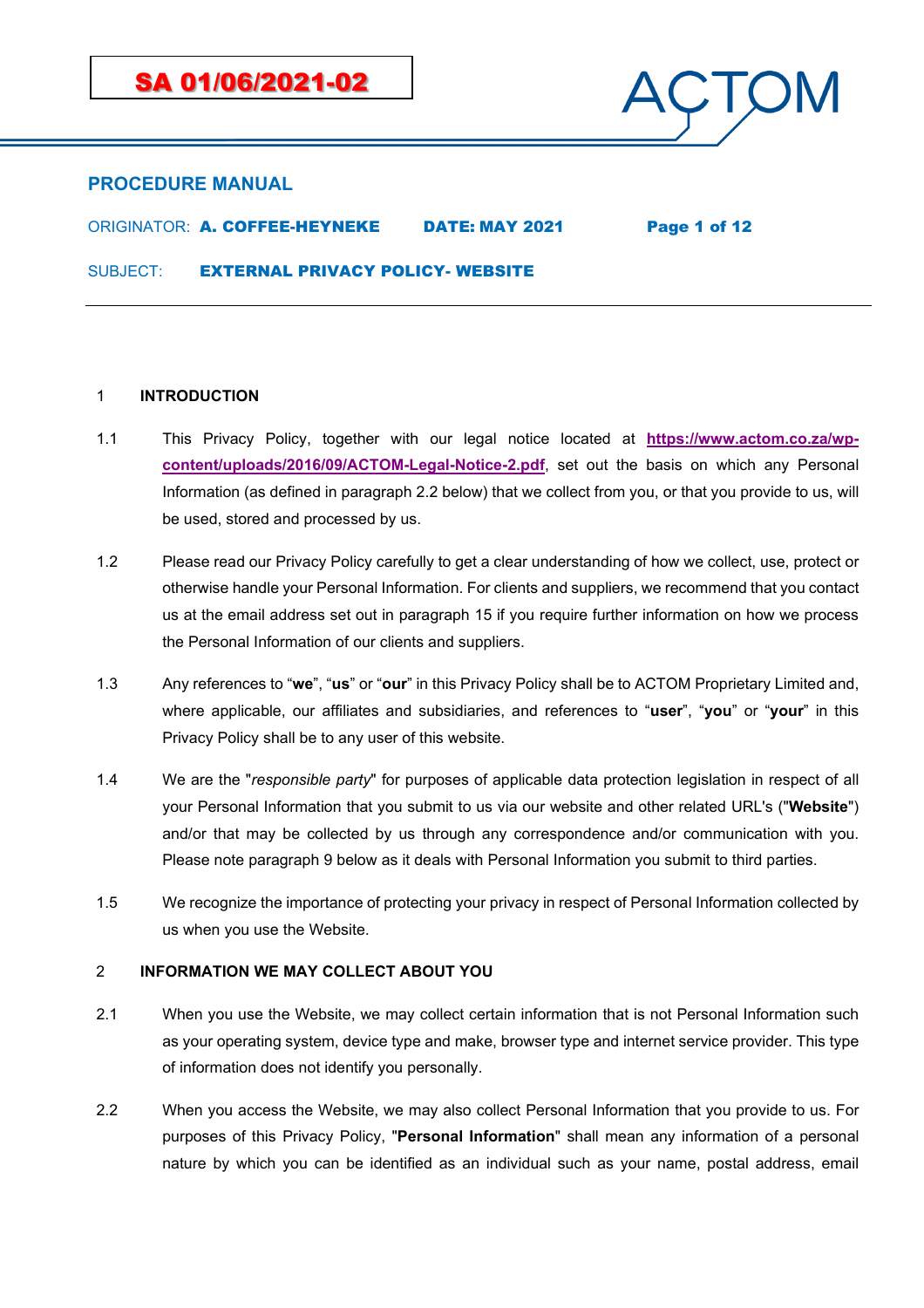**SA 01/06/2021-02**

ACTOM

**PROCEDURE MANUAL**

ORIGINATOR: **A. COFFEE-HEYNEKE** **DATE: MAY 2021**

SUBJECT: **EXTERNAL PRIVACY POLICY- WEBSITE**

---

## 1 INTRODUCTION

1.1 This Privacy Policy, together with our legal notice located at **https://www.actom.co.za/wp-content/uploads/2016/09/ACTOM-Legal-Notice-2.pdf**, set out the basis on which any Personal Information (as defined in paragraph 2.2 below) that we collect from you, or that you provide to us, will be used, stored and processed by us.

1.2 Please read our Privacy Policy carefully to get a clear understanding of how we collect, use, protect or otherwise handle your Personal Information. For clients and suppliers, we recommend that you contact us at the email address set out in paragraph 15 if you require further information on how we process the Personal Information of our clients and suppliers.

1.3 Any references to "**we**", "**us**" or "**our**" in this Privacy Policy shall be to ACTOM Proprietary Limited and, where applicable, our affiliates and subsidiaries, and references to "**user**", "**you**" or "**your**" in this Privacy Policy shall be to any user of this website.

1.4 We are the "*responsible party*" for purposes of applicable data protection legislation in respect of all your Personal Information that you submit to us via our website and other related URL's ("**Website**") and/or that may be collected by us through any correspondence and/or communication with you. Please note paragraph 9 below as it deals with Personal Information you submit to third parties.

1.5 We recognize the importance of protecting your privacy in respect of Personal Information collected by us when you use the Website.

## 2 INFORMATION WE MAY COLLECT ABOUT YOU

2.1 When you use the Website, we may collect certain information that is not Personal Information such as your operating system, device type and make, browser type and internet service provider. This type of information does not identify you personally.

2.2 When you access the Website, we may also collect Personal Information that you provide to us. For purposes of this Privacy Policy, "**Personal Information**" shall mean any information of a personal nature by which you can be identified as an individual such as your name, postal address, email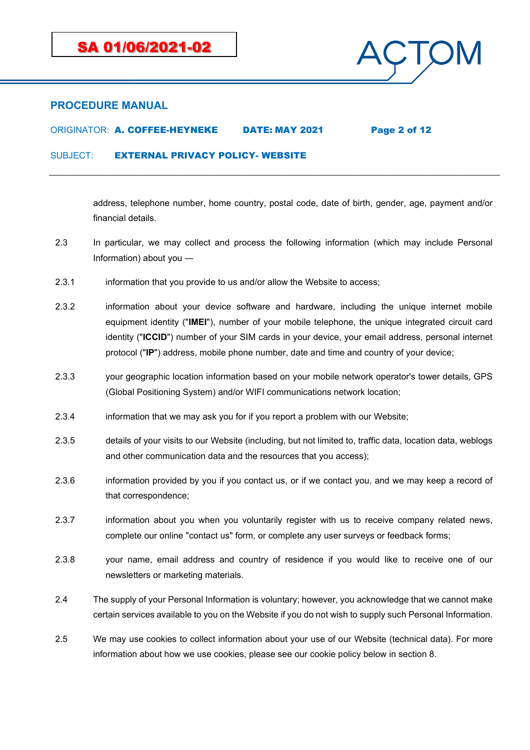address, telephone number, home country, postal code, date of birth, gender, age, payment and/or financial details.

2.3 In particular, we may collect and process the following information (which may include Personal Information) about you —

2.3.1 information that you provide to us and/or allow the Website to access;

2.3.2 information about your device software and hardware, including the unique internet mobile equipment identity ("**IMEI**"), number of your mobile telephone, the unique integrated circuit card identity ("**ICCID**") number of your SIM cards in your device, your email address, personal internet protocol ("**IP**") address, mobile phone number, date and time and country of your device;

2.3.3 your geographic location information based on your mobile network operator's tower details, GPS (Global Positioning System) and/or WIFI communications network location;

2.3.4 information that we may ask you for if you report a problem with our Website;

2.3.5 details of your visits to our Website (including, but not limited to, traffic data, location data, weblogs and other communication data and the resources that you access);

2.3.6 information provided by you if you contact us, or if we contact you, and we may keep a record of that correspondence;

2.3.7 information about you when you voluntarily register with us to receive company related news, complete our online "contact us" form, or complete any user surveys or feedback forms;

2.3.8 your name, email address and country of residence if you would like to receive one of our newsletters or marketing materials.

2.4 The supply of your Personal Information is voluntary; however, you acknowledge that we cannot make certain services available to you on the Website if you do not wish to supply such Personal Information.

2.5 We may use cookies to collect information about your use of our Website (technical data). For more information about how we use cookies, please see our cookie policy below in section 8.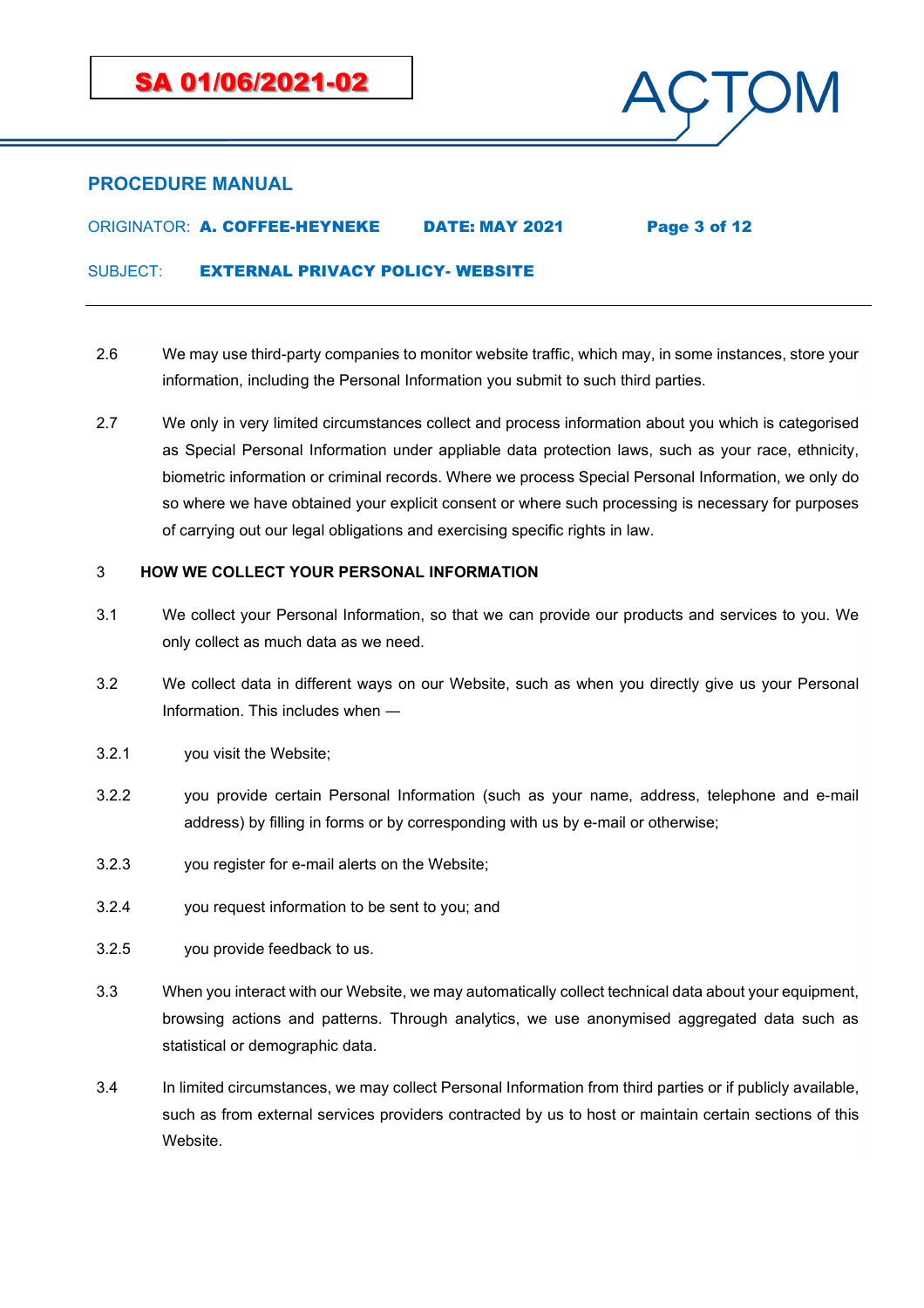2.6 We may use third-party companies to monitor website traffic, which may, in some instances, store your information, including the Personal Information you submit to such third parties.

2.7 We only in very limited circumstances collect and process information about you which is categorised as Special Personal Information under appliable data protection laws, such as your race, ethnicity, biometric information or criminal records. Where we process Special Personal Information, we only do so where we have obtained your explicit consent or where such processing is necessary for purposes of carrying out our legal obligations and exercising specific rights in law.

## 3 HOW WE COLLECT YOUR PERSONAL INFORMATION

3.1 We collect your Personal Information, so that we can provide our products and services to you. We only collect as much data as we need.

3.2 We collect data in different ways on our Website, such as when you directly give us your Personal Information. This includes when —

3.2.1 you visit the Website;

3.2.2 you provide certain Personal Information (such as your name, address, telephone and e-mail address) by filling in forms or by corresponding with us by e-mail or otherwise;

3.2.3 you register for e-mail alerts on the Website;

3.2.4 you request information to be sent to you; and

3.2.5 you provide feedback to us.

3.3 When you interact with our Website, we may automatically collect technical data about your equipment, browsing actions and patterns. Through analytics, we use anonymised aggregated data such as statistical or demographic data.

3.4 In limited circumstances, we may collect Personal Information from third parties or if publicly available, such as from external services providers contracted by us to host or maintain certain sections of this Website.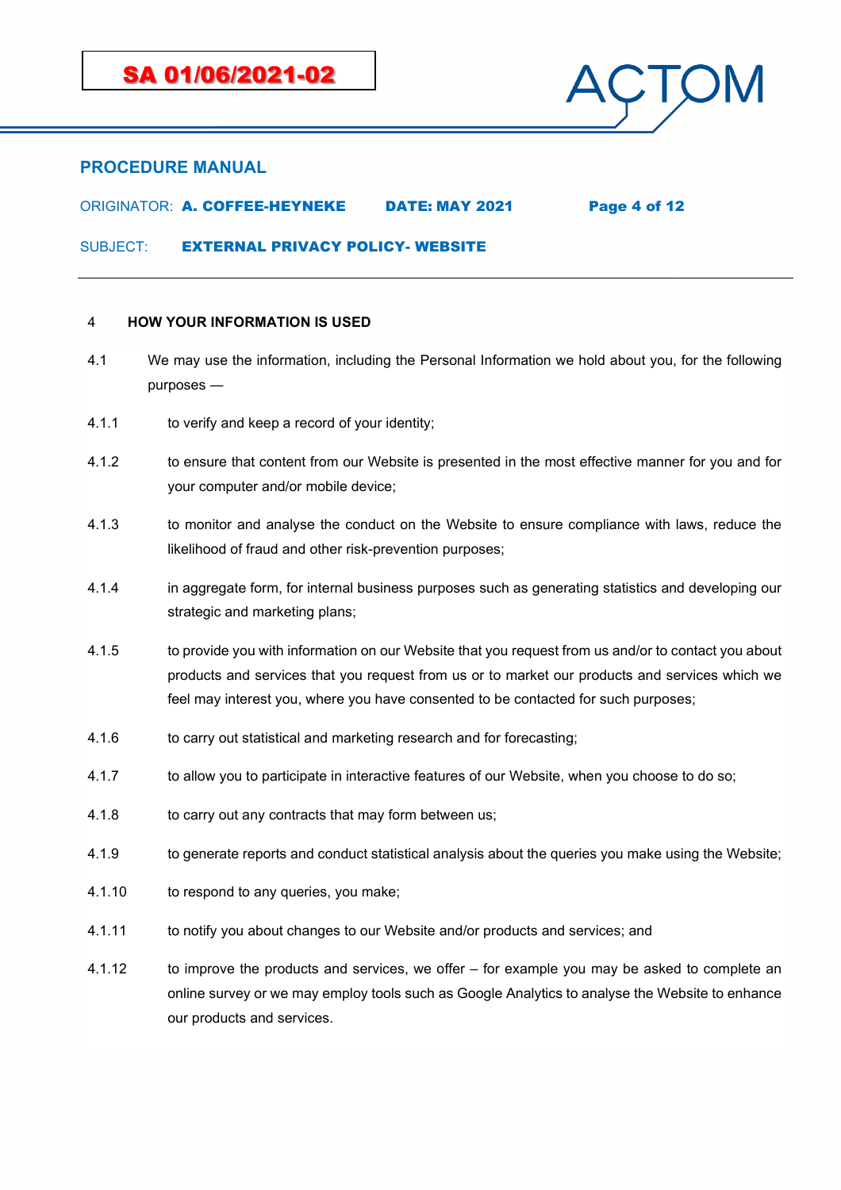## 4 HOW YOUR INFORMATION IS USED

4.1 We may use the information, including the Personal Information we hold about you, for the following purposes —

4.1.1 to verify and keep a record of your identity;

4.1.2 to ensure that content from our Website is presented in the most effective manner for you and for your computer and/or mobile device;

4.1.3 to monitor and analyse the conduct on the Website to ensure compliance with laws, reduce the likelihood of fraud and other risk-prevention purposes;

4.1.4 in aggregate form, for internal business purposes such as generating statistics and developing our strategic and marketing plans;

4.1.5 to provide you with information on our Website that you request from us and/or to contact you about products and services that you request from us or to market our products and services which we feel may interest you, where you have consented to be contacted for such purposes;

4.1.6 to carry out statistical and marketing research and for forecasting;

4.1.7 to allow you to participate in interactive features of our Website, when you choose to do so;

4.1.8 to carry out any contracts that may form between us;

4.1.9 to generate reports and conduct statistical analysis about the queries you make using the Website;

4.1.10 to respond to any queries, you make;

4.1.11 to notify you about changes to our Website and/or products and services; and

4.1.12 to improve the products and services, we offer – for example you may be asked to complete an online survey or we may employ tools such as Google Analytics to analyse the Website to enhance our products and services.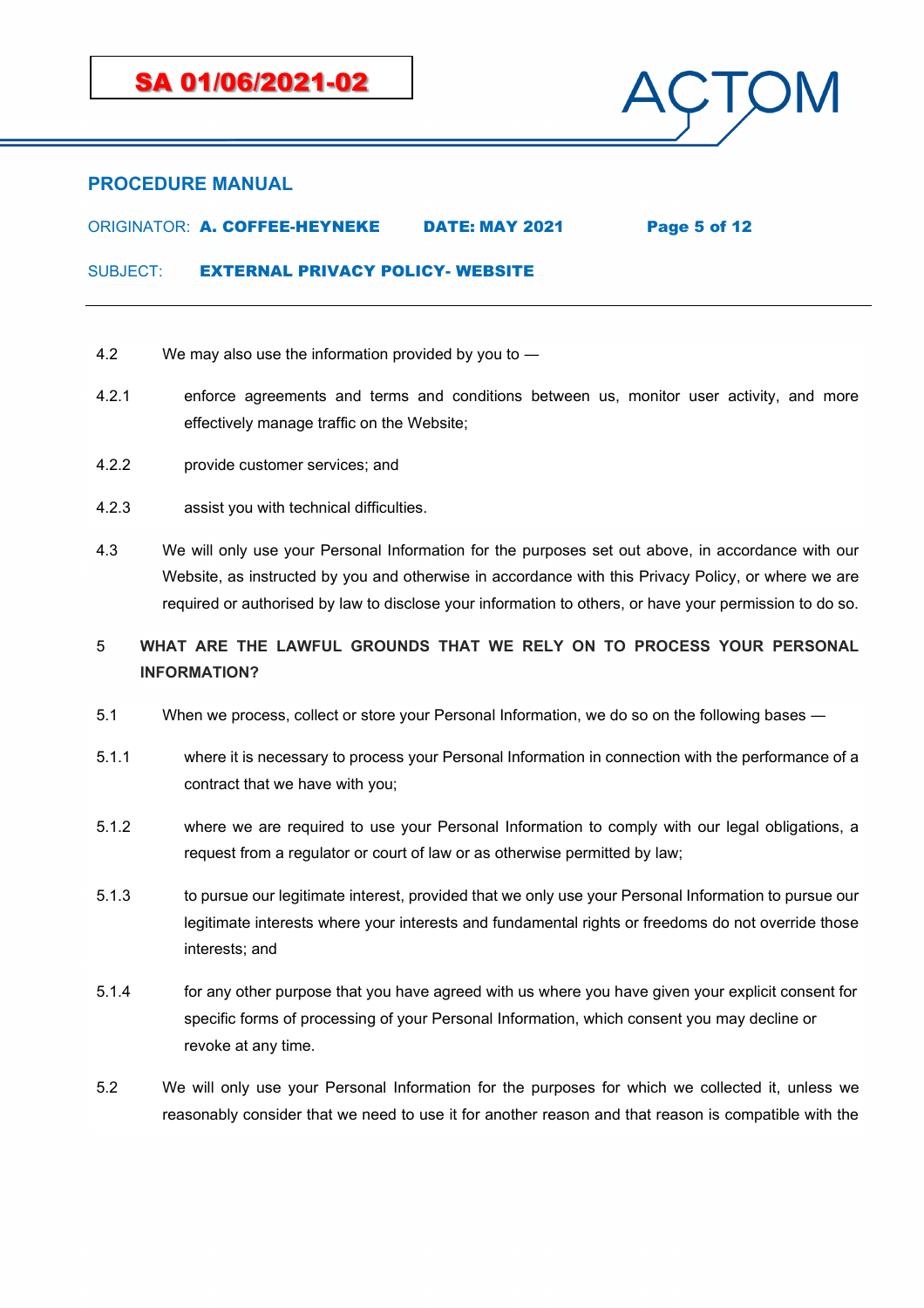4.2 We may also use the information provided by you to —

4.2.1 enforce agreements and terms and conditions between us, monitor user activity, and more effectively manage traffic on the Website;

4.2.2 provide customer services; and

4.2.3 assist you with technical difficulties.

4.3 We will only use your Personal Information for the purposes set out above, in accordance with our Website, as instructed by you and otherwise in accordance with this Privacy Policy, or where we are required or authorised by law to disclose your information to others, or have your permission to do so.

## 5 WHAT ARE THE LAWFUL GROUNDS THAT WE RELY ON TO PROCESS YOUR PERSONAL INFORMATION?

5.1 When we process, collect or store your Personal Information, we do so on the following bases —

5.1.1 where it is necessary to process your Personal Information in connection with the performance of a contract that we have with you;

5.1.2 where we are required to use your Personal Information to comply with our legal obligations, a request from a regulator or court of law or as otherwise permitted by law;

5.1.3 to pursue our legitimate interest, provided that we only use your Personal Information to pursue our legitimate interests where your interests and fundamental rights or freedoms do not override those interests; and

5.1.4 for any other purpose that you have agreed with us where you have given your explicit consent for specific forms of processing of your Personal Information, which consent you may decline or revoke at any time.

5.2 We will only use your Personal Information for the purposes for which we collected it, unless we reasonably consider that we need to use it for another reason and that reason is compatible with the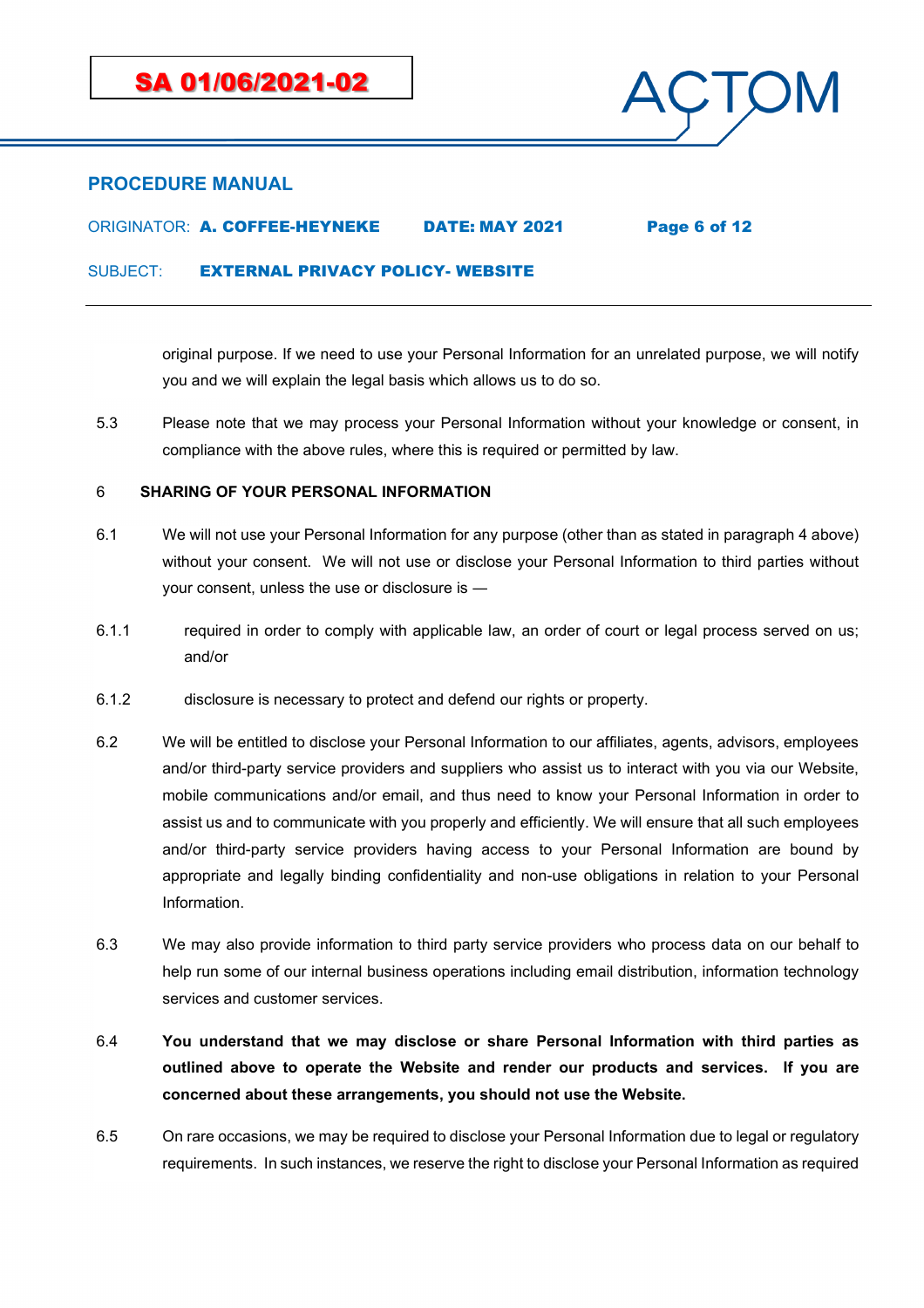original purpose. If we need to use your Personal Information for an unrelated purpose, we will notify you and we will explain the legal basis which allows us to do so.

5.3 Please note that we may process your Personal Information without your knowledge or consent, in compliance with the above rules, where this is required or permitted by law.

## 6 SHARING OF YOUR PERSONAL INFORMATION

6.1 We will not use your Personal Information for any purpose (other than as stated in paragraph 4 above) without your consent. We will not use or disclose your Personal Information to third parties without your consent, unless the use or disclosure is —

6.1.1 required in order to comply with applicable law, an order of court or legal process served on us; and/or

6.1.2 disclosure is necessary to protect and defend our rights or property.

6.2 We will be entitled to disclose your Personal Information to our affiliates, agents, advisors, employees and/or third-party service providers and suppliers who assist us to interact with you via our Website, mobile communications and/or email, and thus need to know your Personal Information in order to assist us and to communicate with you properly and efficiently. We will ensure that all such employees and/or third-party service providers having access to your Personal Information are bound by appropriate and legally binding confidentiality and non-use obligations in relation to your Personal Information.

6.3 We may also provide information to third party service providers who process data on our behalf to help run some of our internal business operations including email distribution, information technology services and customer services.

6.4 **You understand that we may disclose or share Personal Information with third parties as outlined above to operate the Website and render our products and services. If you are concerned about these arrangements, you should not use the Website.**

6.5 On rare occasions, we may be required to disclose your Personal Information due to legal or regulatory requirements. In such instances, we reserve the right to disclose your Personal Information as required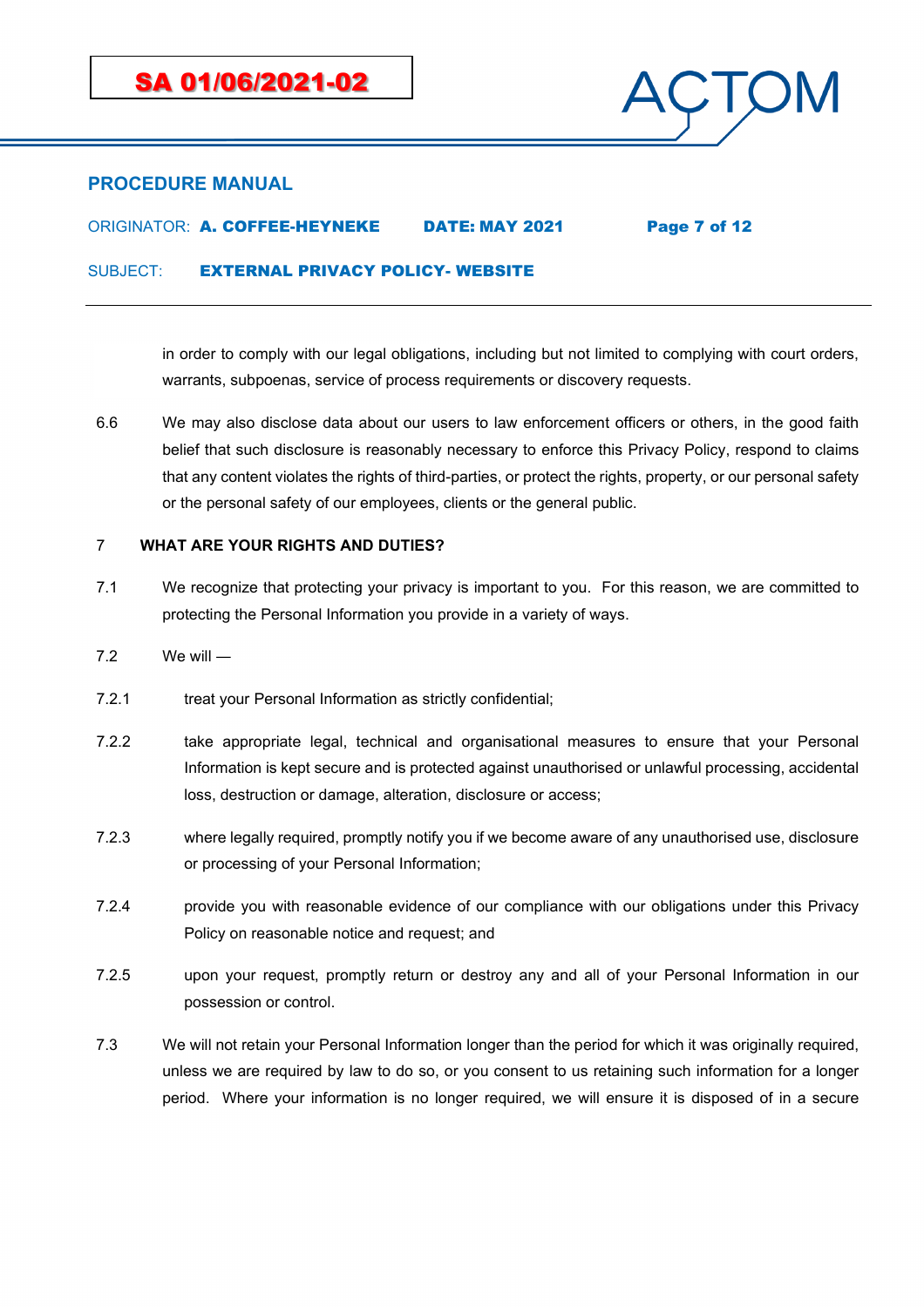in order to comply with our legal obligations, including but not limited to complying with court orders, warrants, subpoenas, service of process requirements or discovery requests.

6.6 We may also disclose data about our users to law enforcement officers or others, in the good faith belief that such disclosure is reasonably necessary to enforce this Privacy Policy, respond to claims that any content violates the rights of third-parties, or protect the rights, property, or our personal safety or the personal safety of our employees, clients or the general public.

## 7 WHAT ARE YOUR RIGHTS AND DUTIES?

7.1 We recognize that protecting your privacy is important to you. For this reason, we are committed to protecting the Personal Information you provide in a variety of ways.

7.2 We will —

7.2.1 treat your Personal Information as strictly confidential;

7.2.2 take appropriate legal, technical and organisational measures to ensure that your Personal Information is kept secure and is protected against unauthorised or unlawful processing, accidental loss, destruction or damage, alteration, disclosure or access;

7.2.3 where legally required, promptly notify you if we become aware of any unauthorised use, disclosure or processing of your Personal Information;

7.2.4 provide you with reasonable evidence of our compliance with our obligations under this Privacy Policy on reasonable notice and request; and

7.2.5 upon your request, promptly return or destroy any and all of your Personal Information in our possession or control.

7.3 We will not retain your Personal Information longer than the period for which it was originally required, unless we are required by law to do so, or you consent to us retaining such information for a longer period. Where your information is no longer required, we will ensure it is disposed of in a secure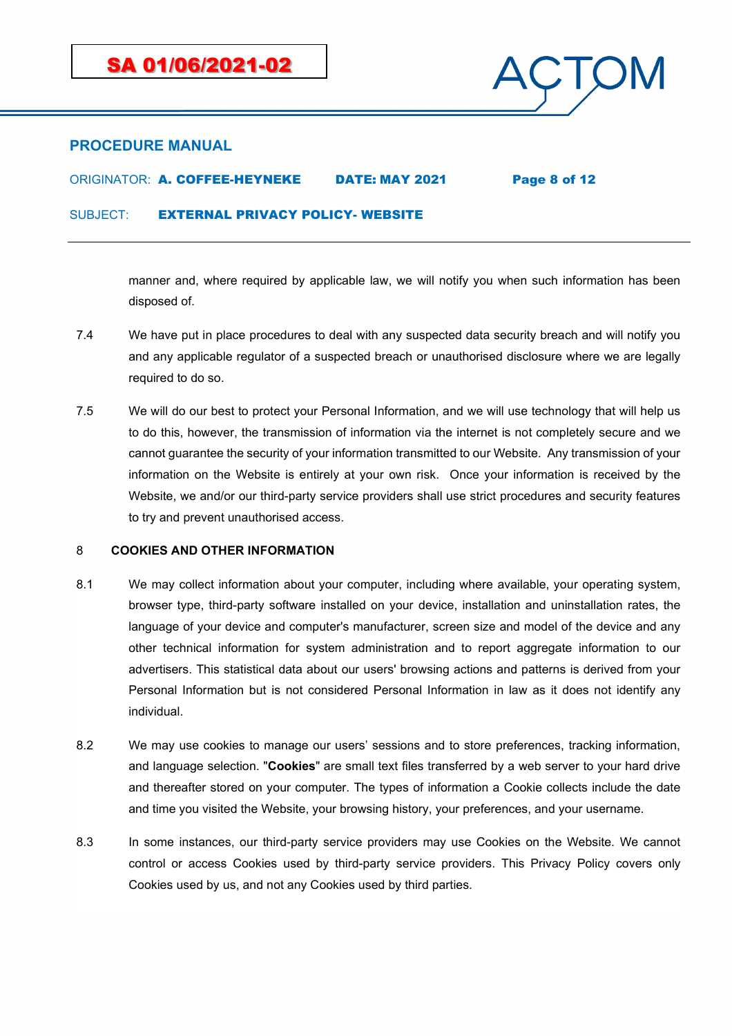manner and, where required by applicable law, we will notify you when such information has been disposed of.

7.4 We have put in place procedures to deal with any suspected data security breach and will notify you and any applicable regulator of a suspected breach or unauthorised disclosure where we are legally required to do so.

7.5 We will do our best to protect your Personal Information, and we will use technology that will help us to do this, however, the transmission of information via the internet is not completely secure and we cannot guarantee the security of your information transmitted to our Website. Any transmission of your information on the Website is entirely at your own risk. Once your information is received by the Website, we and/or our third-party service providers shall use strict procedures and security features to try and prevent unauthorised access.

## 8 COOKIES AND OTHER INFORMATION

8.1 We may collect information about your computer, including where available, your operating system, browser type, third-party software installed on your device, installation and uninstallation rates, the language of your device and computer's manufacturer, screen size and model of the device and any other technical information for system administration and to report aggregate information to our advertisers. This statistical data about our users' browsing actions and patterns is derived from your Personal Information but is not considered Personal Information in law as it does not identify any individual.

8.2 We may use cookies to manage our users' sessions and to store preferences, tracking information, and language selection. "**Cookies**" are small text files transferred by a web server to your hard drive and thereafter stored on your computer. The types of information a Cookie collects include the date and time you visited the Website, your browsing history, your preferences, and your username.

8.3 In some instances, our third-party service providers may use Cookies on the Website. We cannot control or access Cookies used by third-party service providers. This Privacy Policy covers only Cookies used by us, and not any Cookies used by third parties.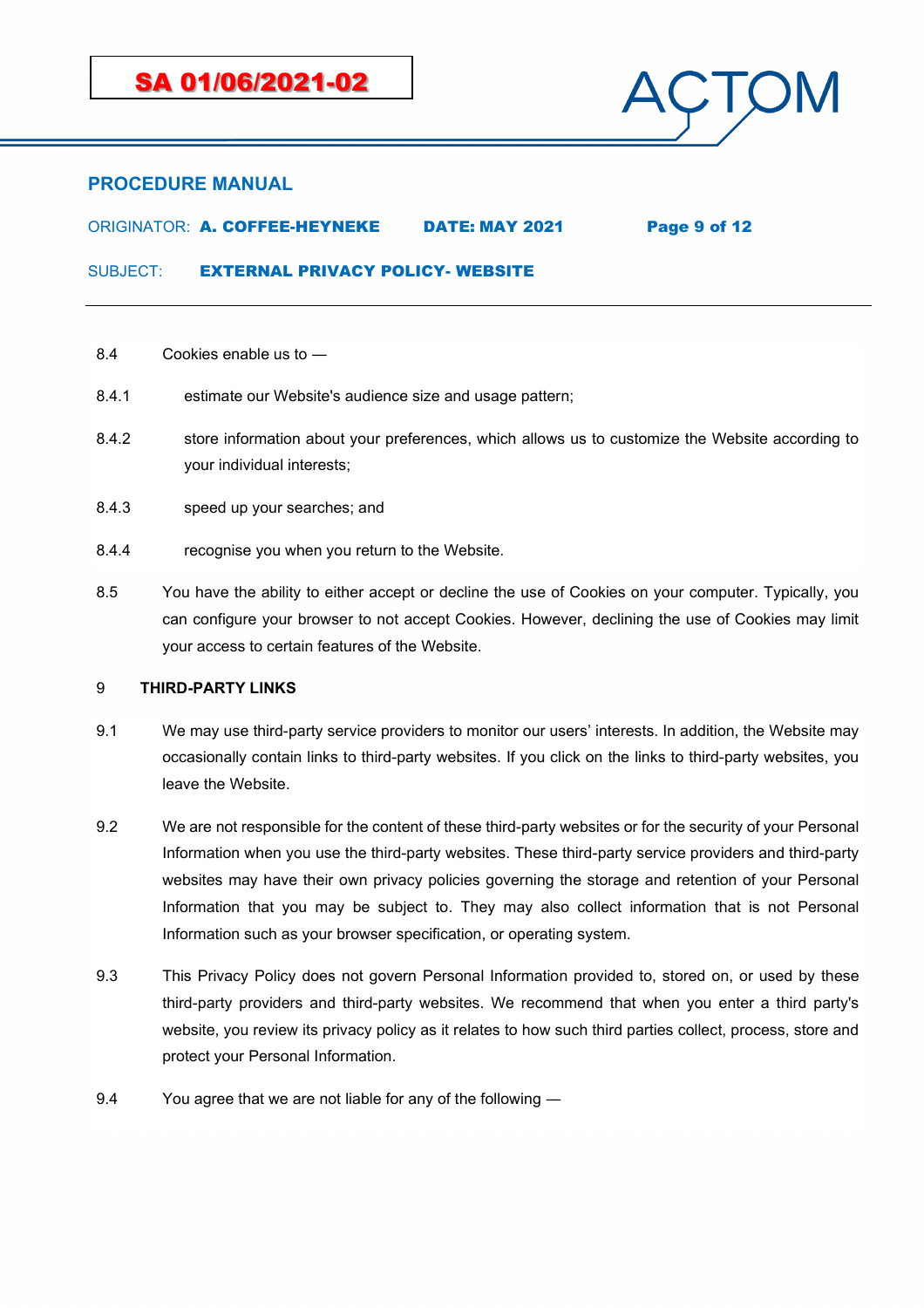8.4 Cookies enable us to —

8.4.1 estimate our Website's audience size and usage pattern;

8.4.2 store information about your preferences, which allows us to customize the Website according to your individual interests;

8.4.3 speed up your searches; and

8.4.4 recognise you when you return to the Website.

8.5 You have the ability to either accept or decline the use of Cookies on your computer. Typically, you can configure your browser to not accept Cookies. However, declining the use of Cookies may limit your access to certain features of the Website.

## 9 THIRD-PARTY LINKS

9.1 We may use third-party service providers to monitor our users' interests. In addition, the Website may occasionally contain links to third-party websites. If you click on the links to third-party websites, you leave the Website.

9.2 We are not responsible for the content of these third-party websites or for the security of your Personal Information when you use the third-party websites. These third-party service providers and third-party websites may have their own privacy policies governing the storage and retention of your Personal Information that you may be subject to. They may also collect information that is not Personal Information such as your browser specification, or operating system.

9.3 This Privacy Policy does not govern Personal Information provided to, stored on, or used by these third-party providers and third-party websites. We recommend that when you enter a third party's website, you review its privacy policy as it relates to how such third parties collect, process, store and protect your Personal Information.

9.4 You agree that we are not liable for any of the following —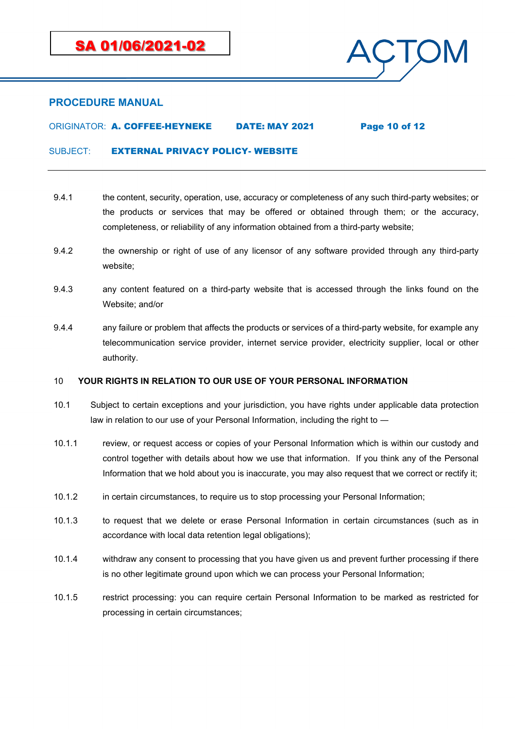9.4.1 the content, security, operation, use, accuracy or completeness of any such third-party websites; or the products or services that may be offered or obtained through them; or the accuracy, completeness, or reliability of any information obtained from a third-party website;

9.4.2 the ownership or right of use of any licensor of any software provided through any third-party website;

9.4.3 any content featured on a third-party website that is accessed through the links found on the Website; and/or

9.4.4 any failure or problem that affects the products or services of a third-party website, for example any telecommunication service provider, internet service provider, electricity supplier, local or other authority.

## 10 YOUR RIGHTS IN RELATION TO OUR USE OF YOUR PERSONAL INFORMATION

10.1 Subject to certain exceptions and your jurisdiction, you have rights under applicable data protection law in relation to our use of your Personal Information, including the right to —

10.1.1 review, or request access or copies of your Personal Information which is within our custody and control together with details about how we use that information. If you think any of the Personal Information that we hold about you is inaccurate, you may also request that we correct or rectify it;

10.1.2 in certain circumstances, to require us to stop processing your Personal Information;

10.1.3 to request that we delete or erase Personal Information in certain circumstances (such as in accordance with local data retention legal obligations);

10.1.4 withdraw any consent to processing that you have given us and prevent further processing if there is no other legitimate ground upon which we can process your Personal Information;

10.1.5 restrict processing: you can require certain Personal Information to be marked as restricted for processing in certain circumstances;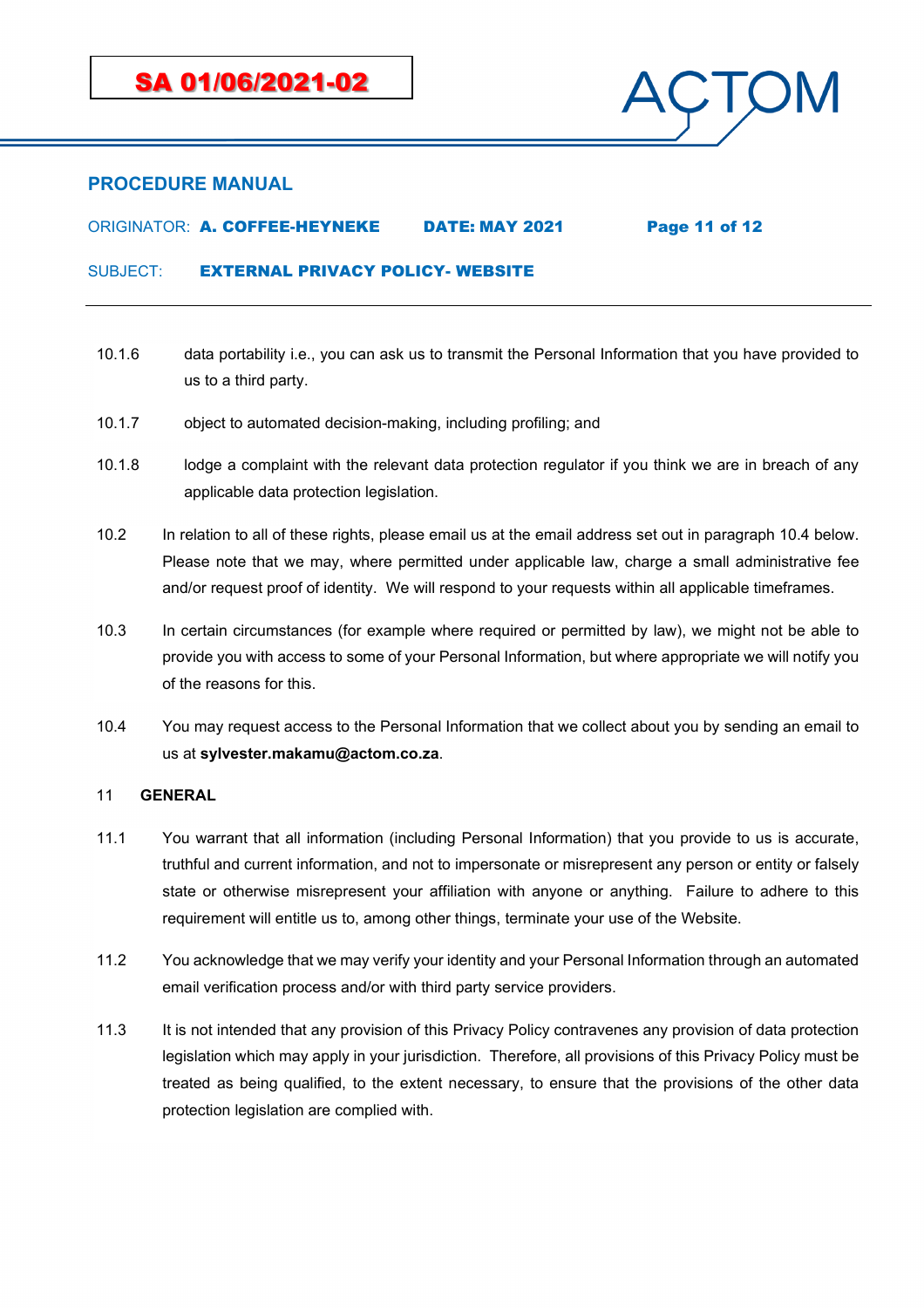10.1.6 data portability i.e., you can ask us to transmit the Personal Information that you have provided to us to a third party.

10.1.7 object to automated decision-making, including profiling; and

10.1.8 lodge a complaint with the relevant data protection regulator if you think we are in breach of any applicable data protection legislation.

10.2 In relation to all of these rights, please email us at the email address set out in paragraph 10.4 below. Please note that we may, where permitted under applicable law, charge a small administrative fee and/or request proof of identity. We will respond to your requests within all applicable timeframes.

10.3 In certain circumstances (for example where required or permitted by law), we might not be able to provide you with access to some of your Personal Information, but where appropriate we will notify you of the reasons for this.

10.4 You may request access to the Personal Information that we collect about you by sending an email to us at **sylvester.makamu@actom.co.za**.

## 11 GENERAL

11.1 You warrant that all information (including Personal Information) that you provide to us is accurate, truthful and current information, and not to impersonate or misrepresent any person or entity or falsely state or otherwise misrepresent your affiliation with anyone or anything. Failure to adhere to this requirement will entitle us to, among other things, terminate your use of the Website.

11.2 You acknowledge that we may verify your identity and your Personal Information through an automated email verification process and/or with third party service providers.

11.3 It is not intended that any provision of this Privacy Policy contravenes any provision of data protection legislation which may apply in your jurisdiction. Therefore, all provisions of this Privacy Policy must be treated as being qualified, to the extent necessary, to ensure that the provisions of the other data protection legislation are complied with.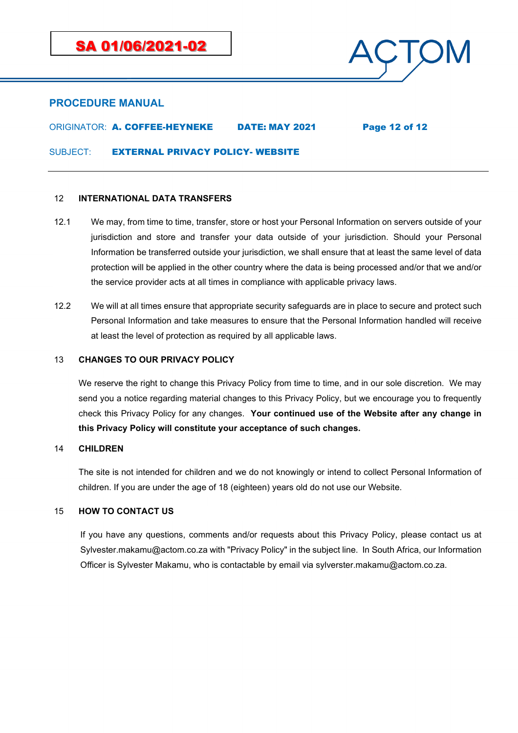## 12 INTERNATIONAL DATA TRANSFERS

12.1 We may, from time to time, transfer, store or host your Personal Information on servers outside of your jurisdiction and store and transfer your data outside of your jurisdiction. Should your Personal Information be transferred outside your jurisdiction, we shall ensure that at least the same level of data protection will be applied in the other country where the data is being processed and/or that we and/or the service provider acts at all times in compliance with applicable privacy laws.

12.2 We will at all times ensure that appropriate security safeguards are in place to secure and protect such Personal Information and take measures to ensure that the Personal Information handled will receive at least the level of protection as required by all applicable laws.

## 13 CHANGES TO OUR PRIVACY POLICY

We reserve the right to change this Privacy Policy from time to time, and in our sole discretion. We may send you a notice regarding material changes to this Privacy Policy, but we encourage you to frequently check this Privacy Policy for any changes. **Your continued use of the Website after any change in this Privacy Policy will constitute your acceptance of such changes.**

## 14 CHILDREN

The site is not intended for children and we do not knowingly or intend to collect Personal Information of children. If you are under the age of 18 (eighteen) years old do not use our Website.

## 15 HOW TO CONTACT US

If you have any questions, comments and/or requests about this Privacy Policy, please contact us at Sylvester.makamu@actom.co.za with "Privacy Policy" in the subject line. In South Africa, our Information Officer is Sylvester Makamu, who is contactable by email via sylverster.makamu@actom.co.za.